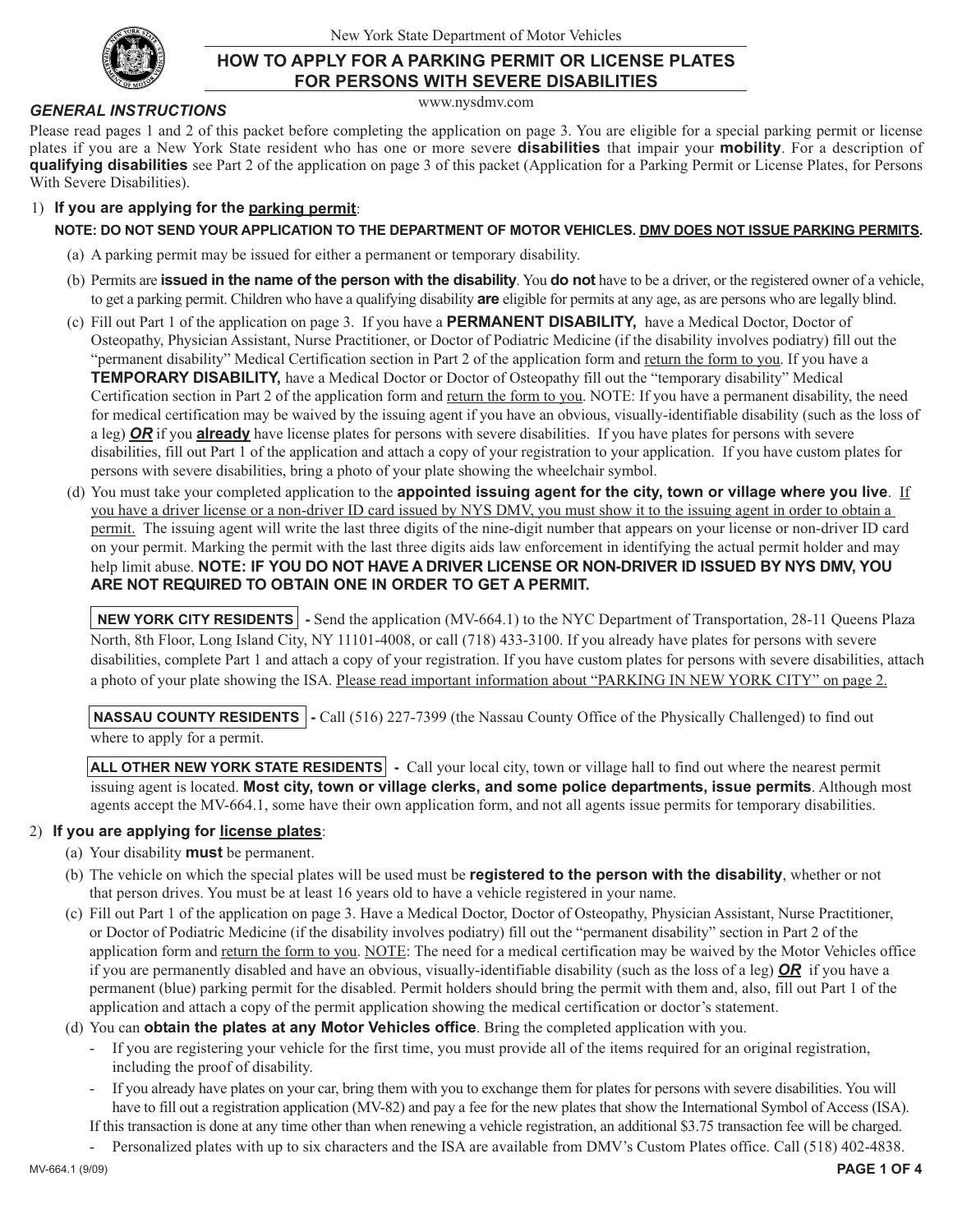New York State Department of Motor Vehicles

# HOW TO APPLY FOR A PARKING PERMIT OR LICENSE PLATES FOR PERSONS WITH SEVERE DISABILITIES

www.nysdmv.com

## *GENERAL INSTRUCTIONS*

Please read pages 1 and 2 of this packet before completing the application on page 3. You are eligible for a special parking permit or license plates if you are a New York State resident who has one or more severe **disabilities** that impair your **mobility**. For a description of **qualifying disabilities** see Part 2 of the application on page 3 of this packet (Application for a Parking Permit or License Plates, for Persons With Severe Disabilities).

1) **If you are applying for the <u>parking permit</u>**:

**NOTE: DO NOT SEND YOUR APPLICATION TO THE DEPARTMENT OF MOTOR VEHICLES. <u>DMV DOES NOT ISSUE PARKING PERMITS</u>.**

(a) A parking permit may be issued for either a permanent or temporary disability.

(b) Permits are **issued in the name of the person with the disability**. You **do not** have to be a driver, or the registered owner of a vehicle, to get a parking permit. Children who have a qualifying disability **are** eligible for permits at any age, as are persons who are legally blind.

(c) Fill out Part 1 of the application on page 3. If you have a **PERMANENT DISABILITY,** have a Medical Doctor, Doctor of Osteopathy, Physician Assistant, Nurse Practitioner, or Doctor of Podiatric Medicine (if the disability involves podiatry) fill out the "permanent disability" Medical Certification section in Part 2 of the application form and <u>return the form to you</u>. If you have a **TEMPORARY DISABILITY,** have a Medical Doctor or Doctor of Osteopathy fill out the "temporary disability" Medical Certification section in Part 2 of the application form and <u>return the form to you</u>. NOTE: If you have a permanent disability, the need for medical certification may be waived by the issuing agent if you have an obvious, visually-identifiable disability (such as the loss of a leg) ***<u>OR</u>*** if you **<u>already</u>** have license plates for persons with severe disabilities. If you have plates for persons with severe disabilities, fill out Part 1 of the application and attach a copy of your registration to your application. If you have custom plates for persons with severe disabilities, bring a photo of your plate showing the wheelchair symbol.

(d) You must take your completed application to the **appointed issuing agent for the city, town or village where you live**. <u>If you have a driver license or a non-driver ID card issued by NYS DMV, you must show it to the issuing agent in order to obtain a permit.</u> The issuing agent will write the last three digits of the nine-digit number that appears on your license or non-driver ID card on your permit. Marking the permit with the last three digits aids law enforcement in identifying the actual permit holder and may help limit abuse. **NOTE: IF YOU DO NOT HAVE A DRIVER LICENSE OR NON-DRIVER ID ISSUED BY NYS DMV, YOU ARE NOT REQUIRED TO OBTAIN ONE IN ORDER TO GET A PERMIT.**

**NEW YORK CITY RESIDENTS** - Send the application (MV-664.1) to the NYC Department of Transportation, 28-11 Queens Plaza North, 8th Floor, Long Island City, NY 11101-4008, or call (718) 433-3100. If you already have plates for persons with severe disabilities, complete Part 1 and attach a copy of your registration. If you have custom plates for persons with severe disabilities, attach a photo of your plate showing the ISA. <u>Please read important information about "PARKING IN NEW YORK CITY" on page 2.</u>

**NASSAU COUNTY RESIDENTS** - Call (516) 227-7399 (the Nassau County Office of the Physically Challenged) to find out where to apply for a permit.

**ALL OTHER NEW YORK STATE RESIDENTS** - Call your local city, town or village hall to find out where the nearest permit issuing agent is located. **Most city, town or village clerks, and some police departments, issue permits**. Although most agents accept the MV-664.1, some have their own application form, and not all agents issue permits for temporary disabilities.

2) **If you are applying for <u>license plates</u>**:

(a) Your disability **must** be permanent.

(b) The vehicle on which the special plates will be used must be **registered to the person with the disability**, whether or not that person drives. You must be at least 16 years old to have a vehicle registered in your name.

(c) Fill out Part 1 of the application on page 3. Have a Medical Doctor, Doctor of Osteopathy, Physician Assistant, Nurse Practitioner, or Doctor of Podiatric Medicine (if the disability involves podiatry) fill out the "permanent disability" section in Part 2 of the application form and <u>return the form to you</u>. <u>NOTE</u>: The need for a medical certification may be waived by the Motor Vehicles office if you are permanently disabled and have an obvious, visually-identifiable disability (such as the loss of a leg) ***<u>OR</u>*** if you have a permanent (blue) parking permit for the disabled. Permit holders should bring the permit with them and, also, fill out Part 1 of the application and attach a copy of the permit application showing the medical certification or doctor's statement.

(d) You can **obtain the plates at any Motor Vehicles office**. Bring the completed application with you.

- If you are registering your vehicle for the first time, you must provide all of the items required for an original registration, including the proof of disability.
- If you already have plates on your car, bring them with you to exchange them for plates for persons with severe disabilities. You will have to fill out a registration application (MV-82) and pay a fee for the new plates that show the International Symbol of Access (ISA).

If this transaction is done at any time other than when renewing a vehicle registration, an additional $3.75 transaction fee will be charged.

- Personalized plates with up to six characters and the ISA are available from DMV's Custom Plates office. Call (518) 402-4838.

MV-664.1 (9/09)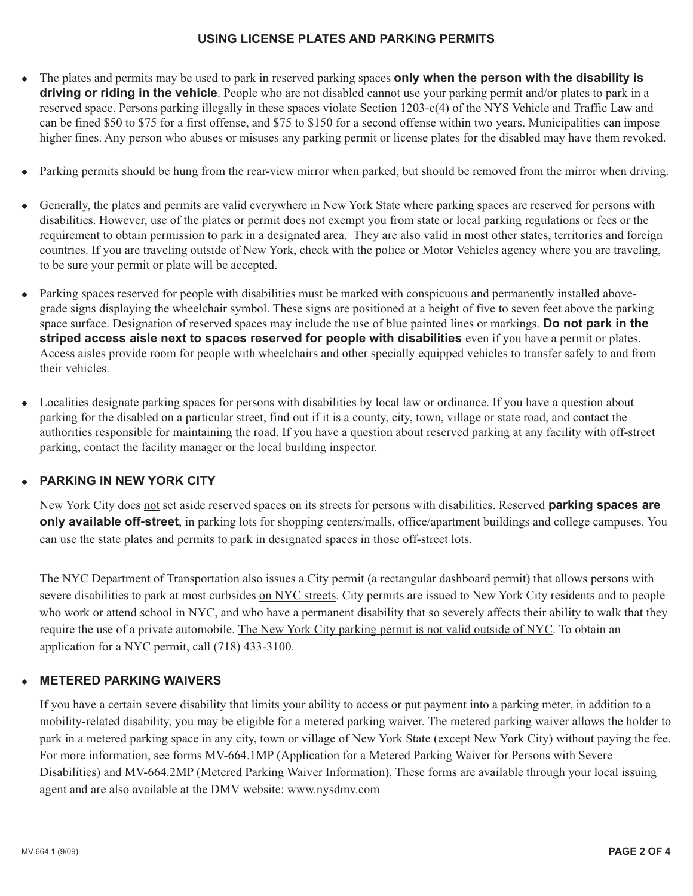## USING LICENSE PLATES AND PARKING PERMITS

- The plates and permits may be used to park in reserved parking spaces **only when the person with the disability is driving or riding in the vehicle**. People who are not disabled cannot use your parking permit and/or plates to park in a reserved space. Persons parking illegally in these spaces violate Section 1203-c(4) of the NYS Vehicle and Traffic Law and can be fined $50 to $75 for a first offense, and $75 to $150 for a second offense within two years. Municipalities can impose higher fines. Any person who abuses or misuses any parking permit or license plates for the disabled may have them revoked.

- Parking permits should be hung from the rear-view mirror when parked, but should be removed from the mirror when driving.

- Generally, the plates and permits are valid everywhere in New York State where parking spaces are reserved for persons with disabilities. However, use of the plates or permit does not exempt you from state or local parking regulations or fees or the requirement to obtain permission to park in a designated area. They are also valid in most other states, territories and foreign countries. If you are traveling outside of New York, check with the police or Motor Vehicles agency where you are traveling, to be sure your permit or plate will be accepted.

- Parking spaces reserved for people with disabilities must be marked with conspicuous and permanently installed above-grade signs displaying the wheelchair symbol. These signs are positioned at a height of five to seven feet above the parking space surface. Designation of reserved spaces may include the use of blue painted lines or markings. **Do not park in the striped access aisle next to spaces reserved for people with disabilities** even if you have a permit or plates. Access aisles provide room for people with wheelchairs and other specially equipped vehicles to transfer safely to and from their vehicles.

- Localities designate parking spaces for persons with disabilities by local law or ordinance. If you have a question about parking for the disabled on a particular street, find out if it is a county, city, town, village or state road, and contact the authorities responsible for maintaining the road. If you have a question about reserved parking at any facility with off-street parking, contact the facility manager or the local building inspector.

- **PARKING IN NEW YORK CITY**

  New York City does not set aside reserved spaces on its streets for persons with disabilities. Reserved **parking spaces are only available off-street**, in parking lots for shopping centers/malls, office/apartment buildings and college campuses. You can use the state plates and permits to park in designated spaces in those off-street lots.

  The NYC Department of Transportation also issues a City permit (a rectangular dashboard permit) that allows persons with severe disabilities to park at most curbsides on NYC streets. City permits are issued to New York City residents and to people who work or attend school in NYC, and who have a permanent disability that so severely affects their ability to walk that they require the use of a private automobile. The New York City parking permit is not valid outside of NYC. To obtain an application for a NYC permit, call (718) 433-3100.

- **METERED PARKING WAIVERS**

  If you have a certain severe disability that limits your ability to access or put payment into a parking meter, in addition to a mobility-related disability, you may be eligible for a metered parking waiver. The metered parking waiver allows the holder to park in a metered parking space in any city, town or village of New York State (except New York City) without paying the fee. For more information, see forms MV-664.1MP (Application for a Metered Parking Waiver for Persons with Severe Disabilities) and MV-664.2MP (Metered Parking Waiver Information). These forms are available through your local issuing agent and are also available at the DMV website: www.nysdmv.com

MV-664.1 (9/09)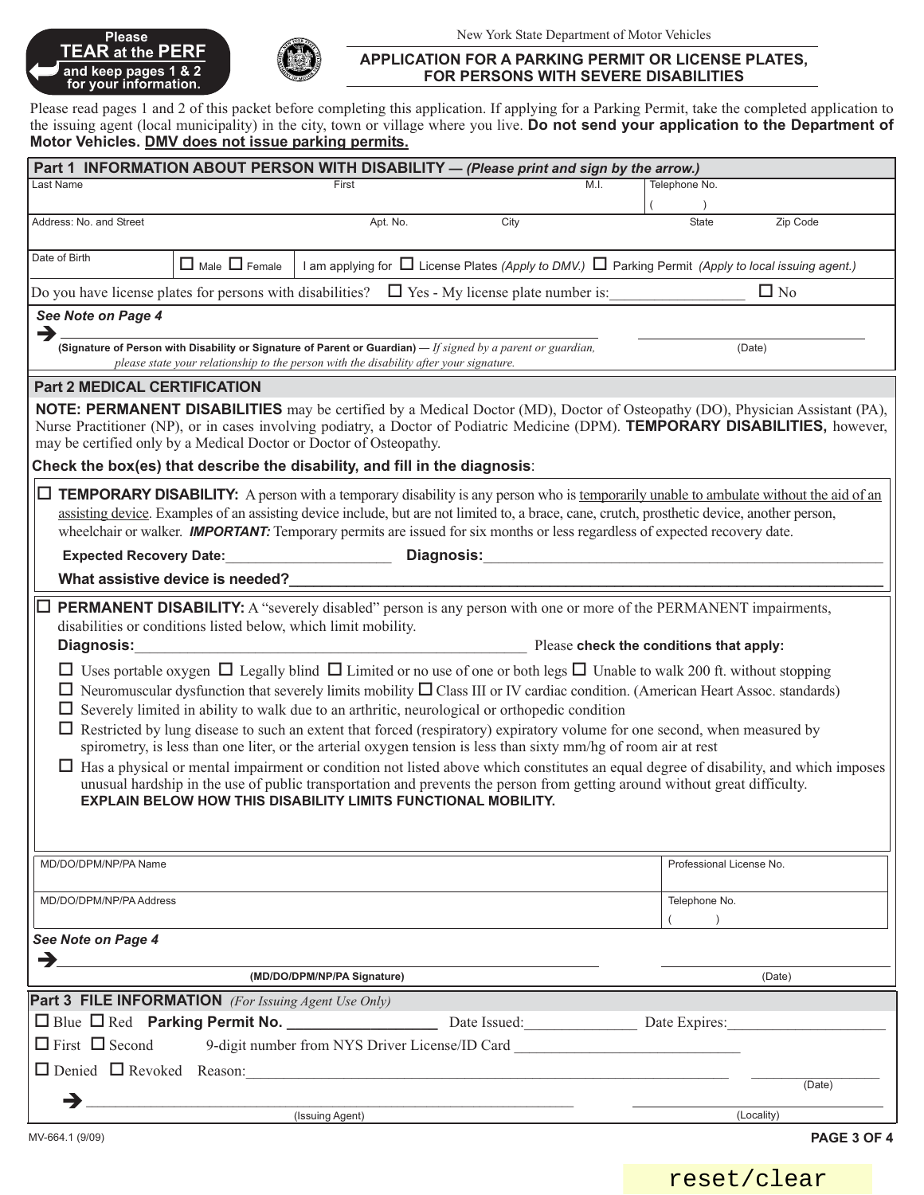Please **TEAR at the PERF** and keep pages 1 & 2 for your information.

New York State Department of Motor Vehicles

## APPLICATION FOR A PARKING PERMIT OR LICENSE PLATES, FOR PERSONS WITH SEVERE DISABILITIES

Please read pages 1 and 2 of this packet before completing this application. If applying for a Parking Permit, take the completed application to the issuing agent (local municipality) in the city, town or village where you live. **Do not send your application to the Department of Motor Vehicles. DMV does not issue parking permits.**

### Part 1 INFORMATION ABOUT PERSON WITH DISABILITY — *(Please print and sign by the arrow.)*

| Last Name | First | M.I. | Telephone No. ( ) |
|---|---|---|---|
| Address: No. and Street | Apt. No. | City | State / Zip Code |

Date of Birth ☐ Male ☐ Female | I am applying for ☐ License Plates *(Apply to DMV.)* ☐ Parking Permit *(Apply to local issuing agent.)*

Do you have license plates for persons with disabilities? ☐ Yes - My license plate number is:__________________ ☐ No

***See Note on Page 4***

➔ ________________________________________ ____________________

**(Signature of Person with Disability or Signature of Parent or Guardian)** — *If signed by a parent or guardian, please state your relationship to the person with the disability after your signature.* (Date)

### Part 2 MEDICAL CERTIFICATION

**NOTE: PERMANENT DISABILITIES** may be certified by a Medical Doctor (MD), Doctor of Osteopathy (DO), Physician Assistant (PA), Nurse Practitioner (NP), or in cases involving podiatry, a Doctor of Podiatric Medicine (DPM). **TEMPORARY DISABILITIES,** however, may be certified only by a Medical Doctor or Doctor of Osteopathy.

**Check the box(es) that describe the disability, and fill in the diagnosis**:

☐ **TEMPORARY DISABILITY:** A person with a temporary disability is any person who is temporarily unable to ambulate without the aid of an assisting device. Examples of an assisting device include, but are not limited to, a brace, cane, crutch, prosthetic device, another person, wheelchair or walker. ***IMPORTANT:*** Temporary permits are issued for six months or less regardless of expected recovery date.

**Expected Recovery Date:**______________________ **Diagnosis:**__________________________________________________

**What assistive device is needed?**__________________________________________________________________

☐ **PERMANENT DISABILITY:** A "severely disabled" person is any person with one or more of the PERMANENT impairments, disabilities or conditions listed below, which limit mobility.

**Diagnosis:**__________________________________________________ Please **check the conditions that apply:**

- ☐ Uses portable oxygen ☐ Legally blind ☐ Limited or no use of one or both legs ☐ Unable to walk 200 ft. without stopping
- ☐ Neuromuscular dysfunction that severely limits mobility ☐ Class III or IV cardiac condition. (American Heart Assoc. standards)
- ☐ Severely limited in ability to walk due to an arthritic, neurological or orthopedic condition
- ☐ Restricted by lung disease to such an extent that forced (respiratory) expiratory volume for one second, when measured by spirometry, is less than one liter, or the arterial oxygen tension is less than sixty mm/hg of room air at rest
- ☐ Has a physical or mental impairment or condition not listed above which constitutes an equal degree of disability, and which imposes unusual hardship in the use of public transportation and prevents the person from getting around without great difficulty. **EXPLAIN BELOW HOW THIS DISABILITY LIMITS FUNCTIONAL MOBILITY.**

| MD/DO/DPM/NP/PA Name | Professional License No. |
|---|---|
| MD/DO/DPM/NP/PA Address | Telephone No. ( ) |

***See Note on Page 4***

➔ ________________________________________ ____________________

**(MD/DO/DPM/NP/PA Signature)** (Date)

### Part 3 FILE INFORMATION *(For Issuing Agent Use Only)*

☐ Blue ☐ Red **Parking Permit No. __________________** Date Issued:_______________ Date Expires:____________________

☐ First ☐ Second 9-digit number from NYS Driver License/ID Card ______________________________

☐ Denied ☐ Revoked Reason:______________________________________________________ ______________ (Date)

➔ ______________________________________________ ______________________

(Issuing Agent) (Locality)

MV-664.1 (9/09)

reset/clear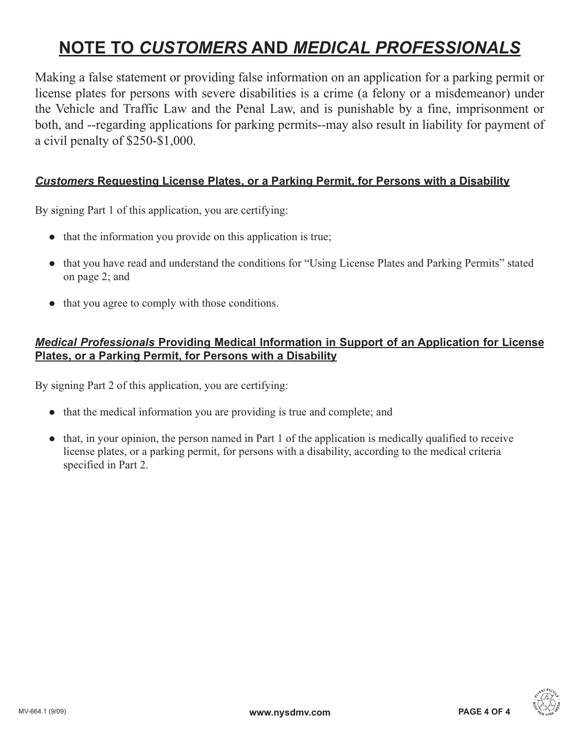# NOTE TO *CUSTOMERS* AND *MEDICAL PROFESSIONALS*

Making a false statement or providing false information on an application for a parking permit or license plates for persons with severe disabilities is a crime (a felony or a misdemeanor) under the Vehicle and Traffic Law and the Penal Law, and is punishable by a fine, imprisonment or both, and --regarding applications for parking permits--may also result in liability for payment of a civil penalty of $250-$1,000.

### ***Customers*** **Requesting License Plates, or a Parking Permit, for Persons with a Disability**

By signing Part 1 of this application, you are certifying:

- that the information you provide on this application is true;
- that you have read and understand the conditions for "Using License Plates and Parking Permits" stated on page 2; and
- that you agree to comply with those conditions.

### ***Medical Professionals*** **Providing Medical Information in Support of an Application for License Plates, or a Parking Permit, for Persons with a Disability**

By signing Part 2 of this application, you are certifying:

- that the medical information you are providing is true and complete; and
- that, in your opinion, the person named in Part 1 of the application is medically qualified to receive license plates, or a parking permit, for persons with a disability, according to the medical criteria specified in Part 2.